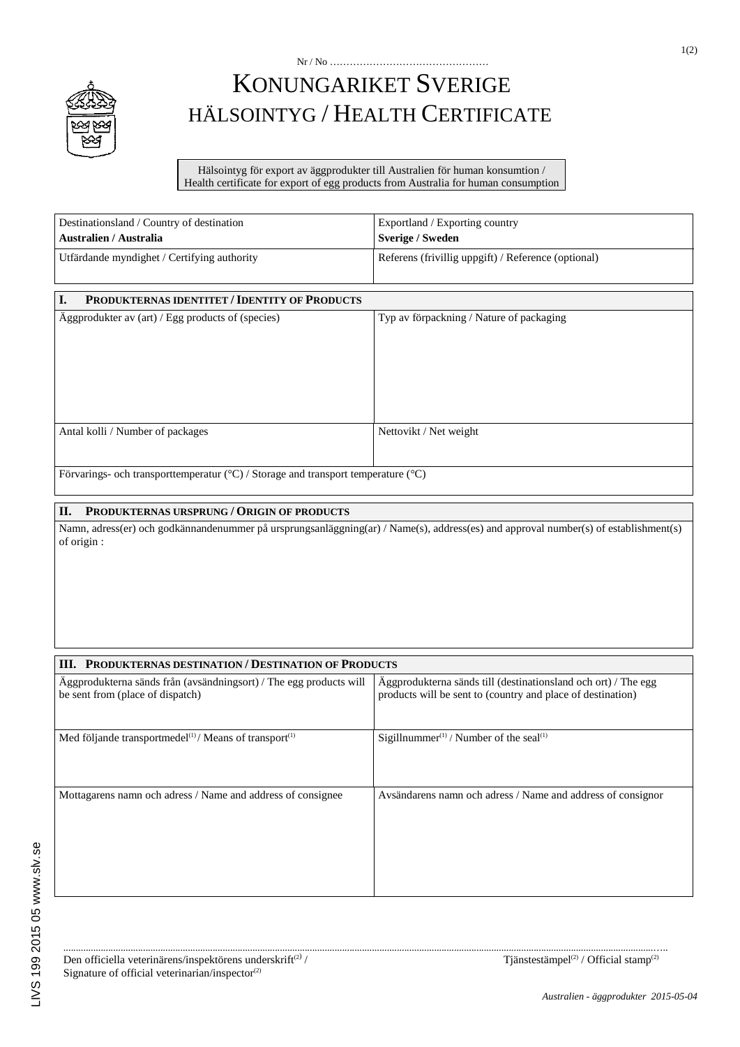Nr / No …………………………………………

# KONUNGARIKET SVERIGE
## HÄLSOINTYG / HEALTH CERTIFICATE

Hälsointyg för export av äggprodukter till Australien för human konsumtion /
Health certificate for export of egg products from Australia for human consumption

| Destinationsland / Country of destination<br>**Australien / Australia** | Exportland / Exporting country<br>**Sverige / Sweden** |
| --- | --- |
| Utfärdande myndighet / Certifying authority | Referens (frivillig uppgift) / Reference (optional) |

### I. PRODUKTERNAS IDENTITET / IDENTITY OF PRODUCTS

| Äggprodukter av (art) / Egg products of (species) | Typ av förpackning / Nature of packaging |
| --- | --- |
| Antal kolli / Number of packages | Nettovikt / Net weight |
| Förvarings- och transporttemperatur (°C) / Storage and transport temperature (°C) | |

### II. PRODUKTERNAS URSPRUNG / ORIGIN OF PRODUCTS

Namn, adress(er) och godkännandenummer på ursprungsanläggning(ar) / Name(s), address(es) and approval number(s) of establishment(s) of origin :

### III. PRODUKTERNAS DESTINATION / DESTINATION OF PRODUCTS

| Äggprodukterna sänds från (avsändningsort) / The egg products will be sent from (place of dispatch) | Äggprodukterna sänds till (destinationsland och ort) / The egg products will be sent to (country and place of destination) |
| --- | --- |
| Med följande transportmedel[1] / Means of transport[1] | Sigillnummer[1] / Number of the seal[1] |
| Mottagarens namn och adress / Name and address of consignee | Avsändarens namn och adress / Name and address of consignor |

……………………………………………………………………………………………………………………………………

Den officiella veterinärens/inspektörens underskrift[2] / Signature of official veterinarian/inspector[2]

Tjänstestämpel[2] / Official stamp[2]

LIVS 199 2015 05 www.slv.se

*Australien - äggprodukter 2015-05-04*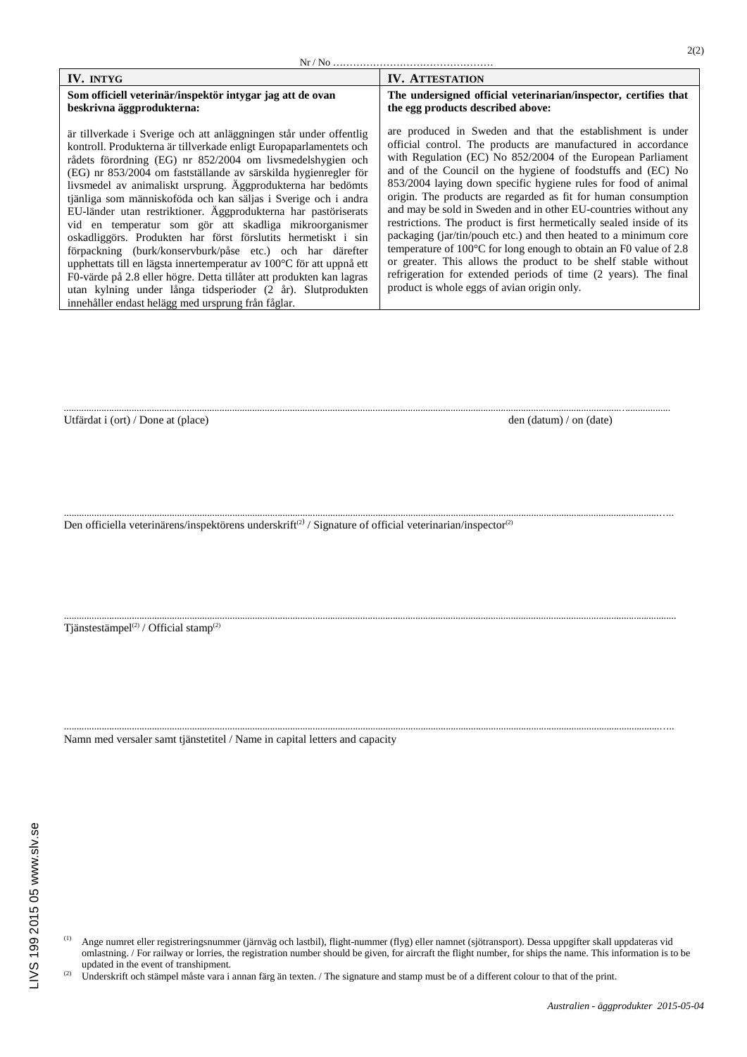Nr / No ……………………………………………

| IV. INTYG | IV. ATTESTATION |
|---|---|
| **Som officiell veterinär/inspektör intygar jag att de ovan beskrivna äggprodukterna:**<br><br>är tillverkade i Sverige och att anläggningen står under offentlig kontroll. Produkterna är tillverkade enligt Europaparlamentets och rådets förordning (EG) nr 852/2004 om livsmedelshygien och (EG) nr 853/2004 om fastställande av särskilda hygienregler för livsmedel av animaliskt ursprung. Äggprodukterna har bedömts tjänliga som människoföda och kan säljas i Sverige och i andra EU-länder utan restriktioner. Äggprodukterna har pastöriserats vid en temperatur som gör att skadliga mikroorganismer oskadliggörs. Produkten har först förslutits hermetiskt i sin förpackning (burk/konservburk/påse etc.) och har därefter upphettats till en lägsta innertemperatur av 100°C för att uppnå ett F0-värde på 2.8 eller högre. Detta tillåter att produkten kan lagras utan kylning under långa tidsperioder (2 år). Slutprodukten innehåller endast helägg med ursprung från fåglar. | **The undersigned official veterinarian/inspector, certifies that the egg products described above:**<br><br>are produced in Sweden and that the establishment is under official control. The products are manufactured in accordance with Regulation (EC) No 852/2004 of the European Parliament and of the Council on the hygiene of foodstuffs and (EC) No 853/2004 laying down specific hygiene rules for food of animal origin. The products are regarded as fit for human consumption and may be sold in Sweden and in other EU-countries without any restrictions. The product is first hermetically sealed inside of its packaging (jar/tin/pouch etc.) and then heated to a minimum core temperature of 100°C for long enough to obtain an F0 value of 2.8 or greater. This allows the product to be shelf stable without refrigeration for extended periods of time (2 years). The final product is whole eggs of avian origin only. |

…………………………………………………………………………………………………………………………

Utfärdat i (ort) / Done at (place) den (datum) / on (date)

…………………………………………………………………………………………………………………………

Den officiella veterinärens/inspektörens underskrift[2] / Signature of official veterinarian/inspector[2]

…………………………………………………………………………………………………………………………

Tjänstestämpel[2] / Official stamp[2]

…………………………………………………………………………………………………………………………

Namn med versaler samt tjänstetitel / Name in capital letters and capacity

[1] Ange numret eller registreringsnummer (järnväg och lastbil), flight-nummer (flyg) eller namnet (sjötransport). Dessa uppgifter skall uppdateras vid omlastning. / For railway or lorries, the registration number should be given, for aircraft the flight number, for ships the name. This information is to be updated in the event of transhipment.

[2] Underskrift och stämpel måste vara i annan färg än texten. / The signature and stamp must be of a different colour to that of the print.

LIVS 199 2015 05 www.slv.se

*Australien - äggprodukter 2015-05-04*